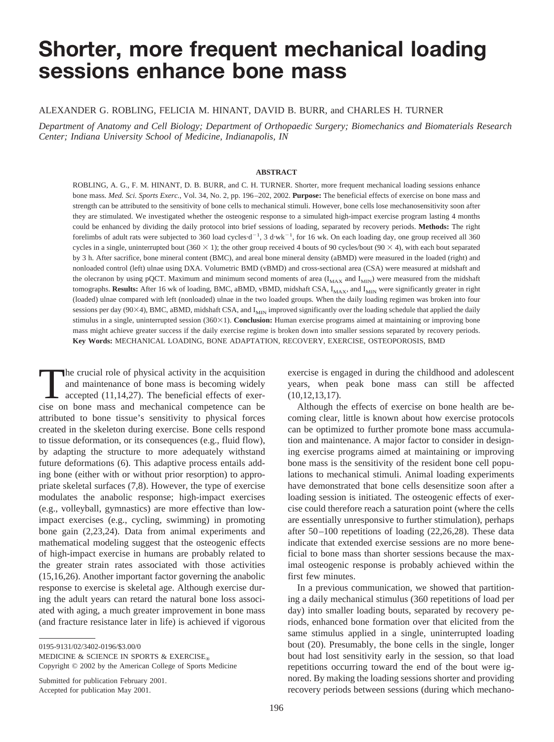# Shorter, more frequent mechanical loading sessions enhance bone mass

ALEXANDER G. ROBLING, FELICIA M. HINANT, DAVID B. BURR, and CHARLES H. TURNER

*Department of Anatomy and Cell Biology; Department of Orthopaedic Surgery; Biomechanics and Biomaterials Research Center; Indiana University School of Medicine, Indianapolis, IN*

### ABSTRACT

ROBLING, A. G., F. M. HINANT, D. B. BURR, and C. H. TURNER. Shorter, more frequent mechanical loading sessions enhance bone mass. *Med. Sci. Sports Exerc.*, Vol. 34, No. 2, pp. 196–202, 2002. **Purpose:** The beneficial effects of exercise on bone mass and strength can be attributed to the sensitivity of bone cells to mechanical stimuli. However, bone cells lose mechanosensitivity soon after they are stimulated. We investigated whether the osteogenic response to a simulated high-impact exercise program lasting 4 months could be enhanced by dividing the daily protocol into brief sessions of loading, separated by recovery periods. **Methods:** The right forelimbs of adult rats were subjected to 360 load cycles·$d^{-1}$, 3 d·$wk^{-1}$, for 16 wk. On each loading day, one group received all 360 cycles in a single, uninterrupted bout (360 × 1); the other group received 4 bouts of 90 cycles/bout (90 × 4), with each bout separated by 3 h. After sacrifice, bone mineral content (BMC), and areal bone mineral density (aBMD) were measured in the loaded (right) and nonloaded control (left) ulnae using DXA. Volumetric BMD (vBMD) and cross-sectional area (CSA) were measured at midshaft and the olecranon by using pQCT. Maximum and minimum second moments of area ($I_{MAX}$ and $I_{MIN}$) were measured from the midshaft tomographs. **Results:** After 16 wk of loading, BMC, aBMD, vBMD, midshaft CSA, $I_{MAX}$, and $I_{MIN}$ were significantly greater in right (loaded) ulnae compared with left (nonloaded) ulnae in the two loaded groups. When the daily loading regimen was broken into four sessions per day (90×4), BMC, aBMD, midshaft CSA, and $I_{MIN}$ improved significantly over the loading schedule that applied the daily stimulus in a single, uninterrupted session (360×1). **Conclusion:** Human exercise programs aimed at maintaining or improving bone mass might achieve greater success if the daily exercise regime is broken down into smaller sessions separated by recovery periods.
**Key Words:** MECHANICAL LOADING, BONE ADAPTATION, RECOVERY, EXERCISE, OSTEOPOROSIS, BMD

The crucial role of physical activity in the acquisition and maintenance of bone mass is becoming widely accepted (11,14,27). The beneficial effects of exercise on bone mass and mechanical competence can be attributed to bone tissue's sensitivity to physical forces created in the skeleton during exercise. Bone cells respond to tissue deformation, or its consequences (e.g., fluid flow), by adapting the structure to more adequately withstand future deformations (6). This adaptive process entails adding bone (either with or without prior resorption) to appropriate skeletal surfaces (7,8). However, the type of exercise modulates the anabolic response; high-impact exercises (e.g., volleyball, gymnastics) are more effective than low-impact exercises (e.g., cycling, swimming) in promoting bone gain (2,23,24). Data from animal experiments and mathematical modeling suggest that the osteogenic effects of high-impact exercise in humans are probably related to the greater strain rates associated with those activities (15,16,26). Another important factor governing the anabolic response to exercise is skeletal age. Although exercise during the adult years can retard the natural bone loss associated with aging, a much greater improvement in bone mass (and fracture resistance later in life) is achieved if vigorous exercise is engaged in during the childhood and adolescent years, when peak bone mass can still be affected (10,12,13,17).

Although the effects of exercise on bone health are becoming clear, little is known about how exercise protocols can be optimized to further promote bone mass accumulation and maintenance. A major factor to consider in designing exercise programs aimed at maintaining or improving bone mass is the sensitivity of the resident bone cell populations to mechanical stimuli. Animal loading experiments have demonstrated that bone cells desensitize soon after a loading session is initiated. The osteogenic effects of exercise could therefore reach a saturation point (where the cells are essentially unresponsive to further stimulation), perhaps after 50–100 repetitions of loading (22,26,28). These data indicate that extended exercise sessions are no more beneficial to bone mass than shorter sessions because the maximal osteogenic response is probably achieved within the first few minutes.

In a previous communication, we showed that partitioning a daily mechanical stimulus (360 repetitions of load per day) into smaller loading bouts, separated by recovery periods, enhanced bone formation over that elicited from the same stimulus applied in a single, uninterrupted loading bout (20). Presumably, the bone cells in the single, longer bout had lost sensitivity early in the session, so that load repetitions occurring toward the end of the bout were ignored. By making the loading sessions shorter and providing recovery periods between sessions (during which mechano-

0195-9131/02/3402-0196/$3.00/0
MEDICINE & SCIENCE IN SPORTS & EXERCISE®
Copyright © 2002 by the American College of Sports Medicine

Submitted for publication February 2001.
Accepted for publication May 2001.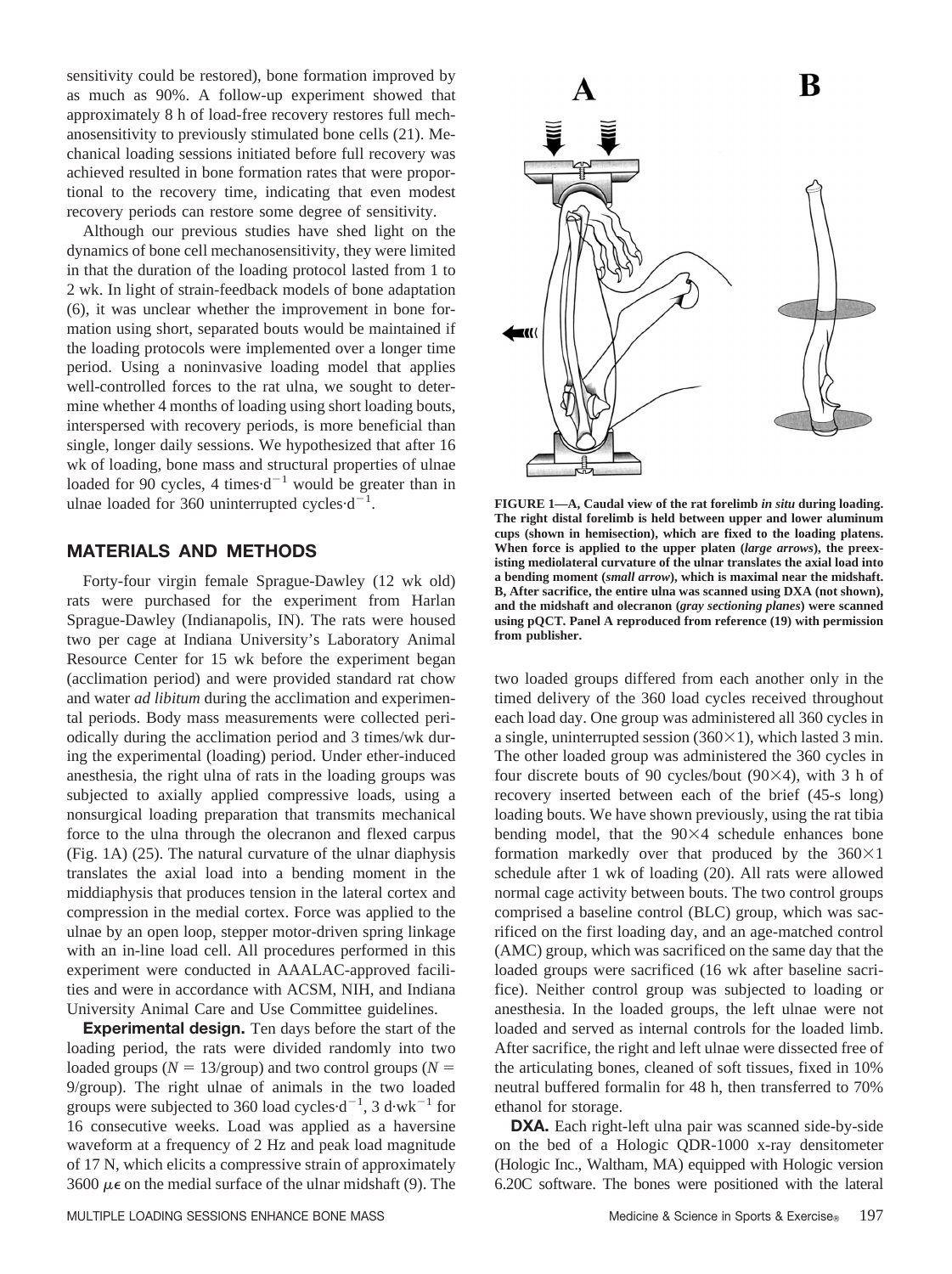sensitivity could be restored), bone formation improved by as much as 90%. A follow-up experiment showed that approximately 8 h of load-free recovery restores full mechanosensitivity to previously stimulated bone cells (21). Mechanical loading sessions initiated before full recovery was achieved resulted in bone formation rates that were proportional to the recovery time, indicating that even modest recovery periods can restore some degree of sensitivity.

Although our previous studies have shed light on the dynamics of bone cell mechanosensitivity, they were limited in that the duration of the loading protocol lasted from 1 to 2 wk. In light of strain-feedback models of bone adaptation (6), it was unclear whether the improvement in bone formation using short, separated bouts would be maintained if the loading protocols were implemented over a longer time period. Using a noninvasive loading model that applies well-controlled forces to the rat ulna, we sought to determine whether 4 months of loading using short loading bouts, interspersed with recovery periods, is more beneficial than single, longer daily sessions. We hypothesized that after 16 wk of loading, bone mass and structural properties of ulnae loaded for 90 cycles, 4 times$\cdot$d$^{-1}$ would be greater than in ulnae loaded for 360 uninterrupted cycles$\cdot$d$^{-1}$.

## MATERIALS AND METHODS

Forty-four virgin female Sprague-Dawley (12 wk old) rats were purchased for the experiment from Harlan Sprague-Dawley (Indianapolis, IN). The rats were housed two per cage at Indiana University's Laboratory Animal Resource Center for 15 wk before the experiment began (acclimation period) and were provided standard rat chow and water *ad libitum* during the acclimation and experimental periods. Body mass measurements were collected periodically during the acclimation period and 3 times/wk during the experimental (loading) period. Under ether-induced anesthesia, the right ulna of rats in the loading groups was subjected to axially applied compressive loads, using a nonsurgical loading preparation that transmits mechanical force to the ulna through the olecranon and flexed carpus (Fig. 1A) (25). The natural curvature of the ulnar diaphysis translates the axial load into a bending moment in the middiaphysis that produces tension in the lateral cortex and compression in the medial cortex. Force was applied to the ulnae by an open loop, stepper motor-driven spring linkage with an in-line load cell. All procedures performed in this experiment were conducted in AAALAC-approved facilities and were in accordance with ACSM, NIH, and Indiana University Animal Care and Use Committee guidelines.

**Experimental design.** Ten days before the start of the loading period, the rats were divided randomly into two loaded groups ($N = 13$/group) and two control groups ($N = 9$/group). The right ulnae of animals in the two loaded groups were subjected to 360 load cycles$\cdot$d$^{-1}$, 3 d$\cdot$wk$^{-1}$ for 16 consecutive weeks. Load was applied as a haversine waveform at a frequency of 2 Hz and peak load magnitude of 17 N, which elicits a compressive strain of approximately 3600 $\mu\epsilon$ on the medial surface of the ulnar midshaft (9). The two loaded groups differed from each another only in the timed delivery of the 360 load cycles received throughout each load day. One group was administered all 360 cycles in a single, uninterrupted session (360$\times$1), which lasted 3 min. The other loaded group was administered the 360 cycles in four discrete bouts of 90 cycles/bout (90$\times$4), with 3 h of recovery inserted between each of the brief (45-s long) loading bouts. We have shown previously, using the rat tibia bending model, that the 90$\times$4 schedule enhances bone formation markedly over that produced by the 360$\times$1 schedule after 1 wk of loading (20). All rats were allowed normal cage activity between bouts. The two control groups comprised a baseline control (BLC) group, which was sacrificed on the first loading day, and an age-matched control (AMC) group, which was sacrificed on the same day that the loaded groups were sacrificed (16 wk after baseline sacrifice). Neither control group was subjected to loading or anesthesia. In the loaded groups, the left ulnae were not loaded and served as internal controls for the loaded limb. After sacrifice, the right and left ulnae were dissected free of the articulating bones, cleaned of soft tissues, fixed in 10% neutral buffered formalin for 48 h, then transferred to 70% ethanol for storage.

**DXA.** Each right-left ulna pair was scanned side-by-side on the bed of a Hologic QDR-1000 x-ray densitometer (Hologic Inc., Waltham, MA) equipped with Hologic version 6.20C software. The bones were positioned with the lateral

**FIGURE 1—A, Caudal view of the rat forelimb *in situ* during loading. The right distal forelimb is held between upper and lower aluminum cups (shown in hemisection), which are fixed to the loading platens. When force is applied to the upper platen (*large arrows*), the preexisting mediolateral curvature of the ulnar translates the axial load into a bending moment (*small arrow*), which is maximal near the midshaft. B, After sacrifice, the entire ulna was scanned using DXA (not shown), and the midshaft and olecranon (*gray sectioning planes*) were scanned using pQCT. Panel A reproduced from reference (19) with permission from publisher.**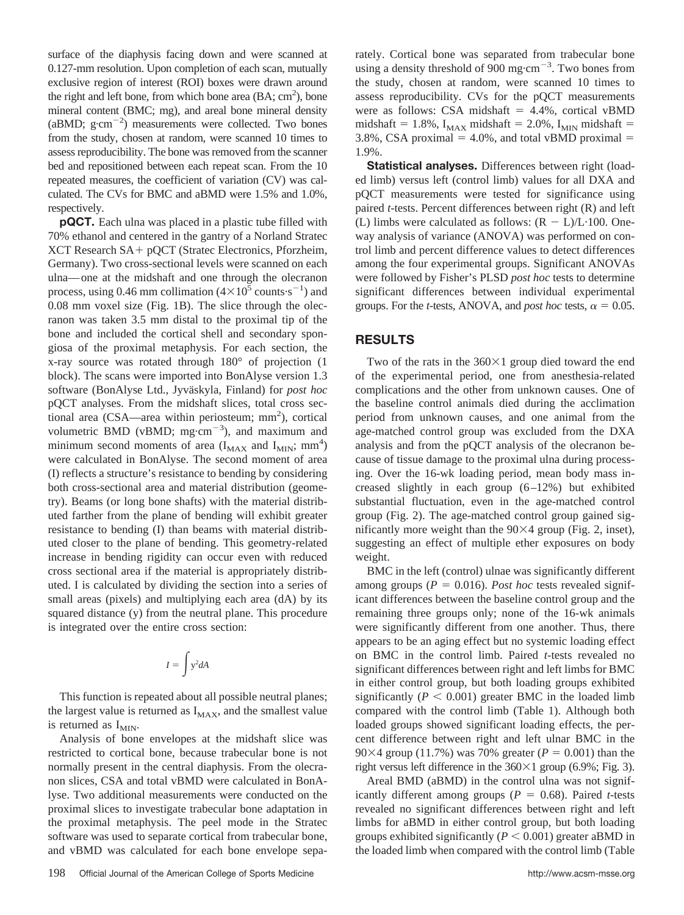surface of the diaphysis facing down and were scanned at 0.127-mm resolution. Upon completion of each scan, mutually exclusive region of interest (ROI) boxes were drawn around the right and left bone, from which bone area (BA; $cm^2$), bone mineral content (BMC; mg), and areal bone mineral density (aBMD; $g \cdot cm^{-2}$) measurements were collected. Two bones from the study, chosen at random, were scanned 10 times to assess reproducibility. The bone was removed from the scanner bed and repositioned between each repeat scan. From the 10 repeated measures, the coefficient of variation (CV) was calculated. The CVs for BMC and aBMD were 1.5% and 1.0%, respectively.

**pQCT.** Each ulna was placed in a plastic tube filled with 70% ethanol and centered in the gantry of a Norland Stratec XCT Research SA+ pQCT (Stratec Electronics, Pforzheim, Germany). Two cross-sectional levels were scanned on each ulna—one at the midshaft and one through the olecranon process, using 0.46 mm collimation ($4 \times 10^5$ counts$\cdot s^{-1}$) and 0.08 mm voxel size (Fig. 1B). The slice through the olecranon was taken 3.5 mm distal to the proximal tip of the bone and included the cortical shell and secondary spongiosa of the proximal metaphysis. For each section, the x-ray source was rotated through 180° of projection (1 block). The scans were imported into BonAlyse version 1.3 software (BonAlyse Ltd., Jyväskyla, Finland) for *post hoc* pQCT analyses. From the midshaft slices, total cross sectional area (CSA—area within periosteum; $mm^2$), cortical volumetric BMD (vBMD; $mg \cdot cm^{-3}$), and maximum and minimum second moments of area ($I_{MAX}$ and $I_{MIN}$; $mm^4$) were calculated in BonAlyse. The second moment of area (I) reflects a structure's resistance to bending by considering both cross-sectional area and material distribution (geometry). Beams (or long bone shafts) with the material distributed farther from the plane of bending will exhibit greater resistance to bending (I) than beams with material distributed closer to the plane of bending. This geometry-related increase in bending rigidity can occur even with reduced cross sectional area if the material is appropriately distributed. I is calculated by dividing the section into a series of small areas (pixels) and multiplying each area (dA) by its squared distance (y) from the neutral plane. This procedure is integrated over the entire cross section:

$$I = \int y^2 dA$$

This function is repeated about all possible neutral planes; the largest value is returned as $I_{MAX}$, and the smallest value is returned as $I_{MIN}$.

Analysis of bone envelopes at the midshaft slice was restricted to cortical bone, because trabecular bone is not normally present in the central diaphysis. From the olecranon slices, CSA and total vBMD were calculated in BonAlyse. Two additional measurements were conducted on the proximal slices to investigate trabecular bone adaptation in the proximal metaphysis. The peel mode in the Stratec software was used to separate cortical from trabecular bone, and vBMD was calculated for each bone envelope separately. Cortical bone was separated from trabecular bone using a density threshold of 900 $mg \cdot cm^{-3}$. Two bones from the study, chosen at random, were scanned 10 times to assess reproducibility. CVs for the pQCT measurements were as follows: CSA midshaft = 4.4%, cortical vBMD midshaft = 1.8%, $I_{MAX}$ midshaft = 2.0%, $I_{MIN}$ midshaft = 3.8%, CSA proximal = 4.0%, and total vBMD proximal = 1.9%.

**Statistical analyses.** Differences between right (loaded limb) versus left (control limb) values for all DXA and pQCT measurements were tested for significance using paired *t*-tests. Percent differences between right (R) and left (L) limbs were calculated as follows: $(R - L)/L \cdot 100$. One-way analysis of variance (ANOVA) was performed on control limb and percent difference values to detect differences among the four experimental groups. Significant ANOVAs were followed by Fisher's PLSD *post hoc* tests to determine significant differences between individual experimental groups. For the *t*-tests, ANOVA, and *post hoc* tests, $\alpha = 0.05$.

## RESULTS

Two of the rats in the 360×1 group died toward the end of the experimental period, one from anesthesia-related complications and the other from unknown causes. One of the baseline control animals died during the acclimation period from unknown causes, and one animal from the age-matched control group was excluded from the DXA analysis and from the pQCT analysis of the olecranon because of tissue damage to the proximal ulna during processing. Over the 16-wk loading period, mean body mass increased slightly in each group (6–12%) but exhibited substantial fluctuation, even in the age-matched control group (Fig. 2). The age-matched control group gained significantly more weight than the 90×4 group (Fig. 2, inset), suggesting an effect of multiple ether exposures on body weight.

BMC in the left (control) ulnae was significantly different among groups ($P = 0.016$). *Post hoc* tests revealed significant differences between the baseline control group and the remaining three groups only; none of the 16-wk animals were significantly different from one another. Thus, there appears to be an aging effect but no systemic loading effect on BMC in the control limb. Paired *t*-tests revealed no significant differences between right and left limbs for BMC in either control group, but both loading groups exhibited significantly ($P < 0.001$) greater BMC in the loaded limb compared with the control limb (Table 1). Although both loaded groups showed significant loading effects, the percent difference between right and left ulnar BMC in the 90×4 group (11.7%) was 70% greater ($P = 0.001$) than the right versus left difference in the 360×1 group (6.9%; Fig. 3).

Areal BMD (aBMD) in the control ulna was not significantly different among groups ($P = 0.68$). Paired *t*-tests revealed no significant differences between right and left limbs for aBMD in either control group, but both loading groups exhibited significantly ($P < 0.001$) greater aBMD in the loaded limb when compared with the control limb (Table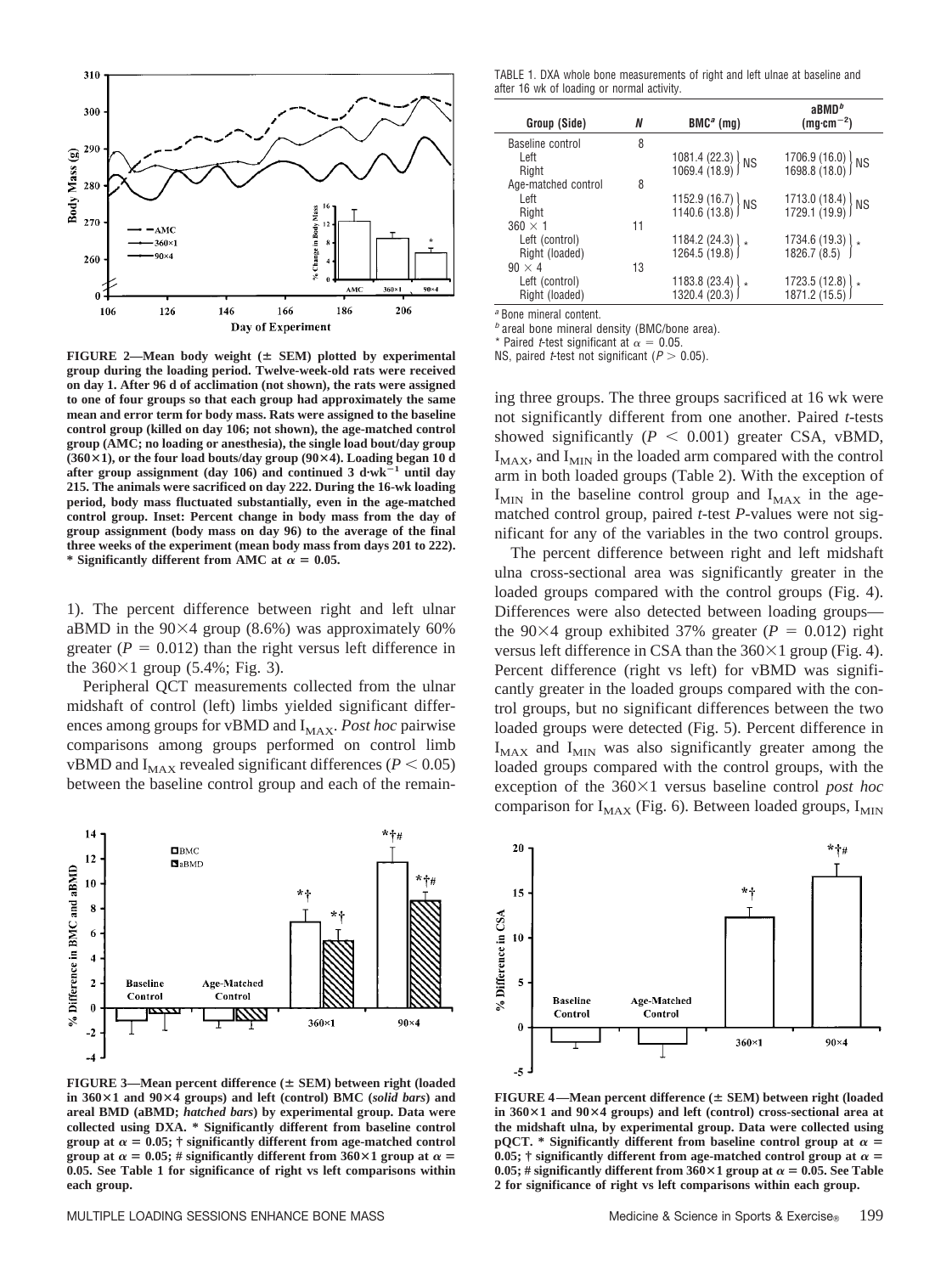**FIGURE 2—Mean body weight (± SEM) plotted by experimental group during the loading period. Twelve-week-old rats were received on day 1. After 96 d of acclimation (not shown), the rats were assigned to one of four groups so that each group had approximately the same mean and error term for body mass. Rats were assigned to the baseline control group (killed on day 106; not shown), the age-matched control group (AMC; no loading or anesthesia), the single load bout/day group (360×1), or the four load bouts/day group (90×4). Loading began 10 d after group assignment (day 106) and continued 3 d·wk$^{-1}$ until day 215. The animals were sacrificed on day 222. During the 16-wk loading period, body mass fluctuated substantially, even in the age-matched control group. Inset: Percent change in body mass from the day of group assignment (body mass on day 96) to the average of the final three weeks of the experiment (mean body mass from days 201 to 222). * Significantly different from AMC at $\alpha = 0.05$.**

1). The percent difference between right and left ulnar aBMD in the 90×4 group (8.6%) was approximately 60% greater ($P = 0.012$) than the right versus left difference in the 360×1 group (5.4%; Fig. 3).

Peripheral QCT measurements collected from the ulnar midshaft of control (left) limbs yielded significant differences among groups for vBMD and $I_{MAX}$. *Post hoc* pairwise comparisons among groups performed on control limb vBMD and $I_{MAX}$ revealed significant differences ($P < 0.05$) between the baseline control group and each of the remaining three groups. The three groups sacrificed at 16 wk were not significantly different from one another. Paired *t*-tests showed significantly ($P < 0.001$) greater CSA, vBMD, $I_{MAX}$, and $I_{MIN}$ in the loaded arm compared with the control arm in both loaded groups (Table 2). With the exception of $I_{MIN}$ in the baseline control group and $I_{MAX}$ in the age-matched control group, paired *t*-test *P*-values were not significant for any of the variables in the two control groups.

The percent difference between right and left midshaft ulna cross-sectional area was significantly greater in the loaded groups compared with the control groups (Fig. 4). Differences were also detected between loading groups—the 90×4 group exhibited 37% greater ($P = 0.012$) right versus left difference in CSA than the 360×1 group (Fig. 4). Percent difference (right vs left) for vBMD was significantly greater in the loaded groups compared with the control groups, but no significant differences between the two loaded groups were detected (Fig. 5). Percent difference in $I_{MAX}$ and $I_{MIN}$ was also significantly greater among the loaded groups compared with the control groups, with the exception of the 360×1 versus baseline control *post hoc* comparison for $I_{MAX}$ (Fig. 6). Between loaded groups, $I_{MIN}$

TABLE 1. DXA whole bone measurements of right and left ulnae at baseline and after 16 wk of loading or normal activity.

| Group (Side) | N | BMC[a] (mg) | | aBMD[b] ($mg \cdot cm^{-2}$) | |
|---|---|---|---|---|---|
| Baseline control | 8 | | | | |
| Left | | 1081.4 (22.3) | NS | 1706.9 (16.0) | NS |
| Right | | 1069.4 (18.9) | | 1698.8 (18.0) | |
| Age-matched control | 8 | | | | |
| Left | | 1152.9 (16.7) | NS | 1713.0 (18.4) | NS |
| Right | | 1140.6 (13.8) | | 1729.1 (19.9) | |
| 360 × 1 | 11 | | | | |
| Left (control) | | 1184.2 (24.3) | * | 1734.6 (19.3) | * |
| Right (loaded) | | 1264.5 (19.8) | | 1826.7 (8.5) | |
| 90 × 4 | 13 | | | | |
| Left (control) | | 1183.8 (23.4) | * | 1723.5 (12.8) | * |
| Right (loaded) | | 1320.4 (20.3) | | 1871.2 (15.5) | |

[a] Bone mineral content.
[b] areal bone mineral density (BMC/bone area).
* Paired *t*-test significant at $\alpha = 0.05$.
NS, paired *t*-test not significant ($P > 0.05$).

**FIGURE 3—Mean percent difference (± SEM) between right (loaded in 360×1 and 90×4 groups) and left (control) BMC (*solid bars*) and areal BMD (aBMD; *hatched bars*) by experimental group. Data were collected using DXA. * Significantly different from baseline control group at $\alpha = 0.05$; † significantly different from age-matched control group at $\alpha = 0.05$; # significantly different from 360×1 group at $\alpha = 0.05$. See Table 1 for significance of right vs left comparisons within each group.**

**FIGURE 4—Mean percent difference (± SEM) between right (loaded in 360×1 and 90×4 groups) and left (control) cross-sectional area at the midshaft ulna, by experimental group. Data were collected using pQCT. * Significantly different from baseline control group at $\alpha = 0.05$; † significantly different from age-matched control group at $\alpha = 0.05$; # significantly different from 360×1 group at $\alpha = 0.05$. See Table 2 for significance of right vs left comparisons within each group.**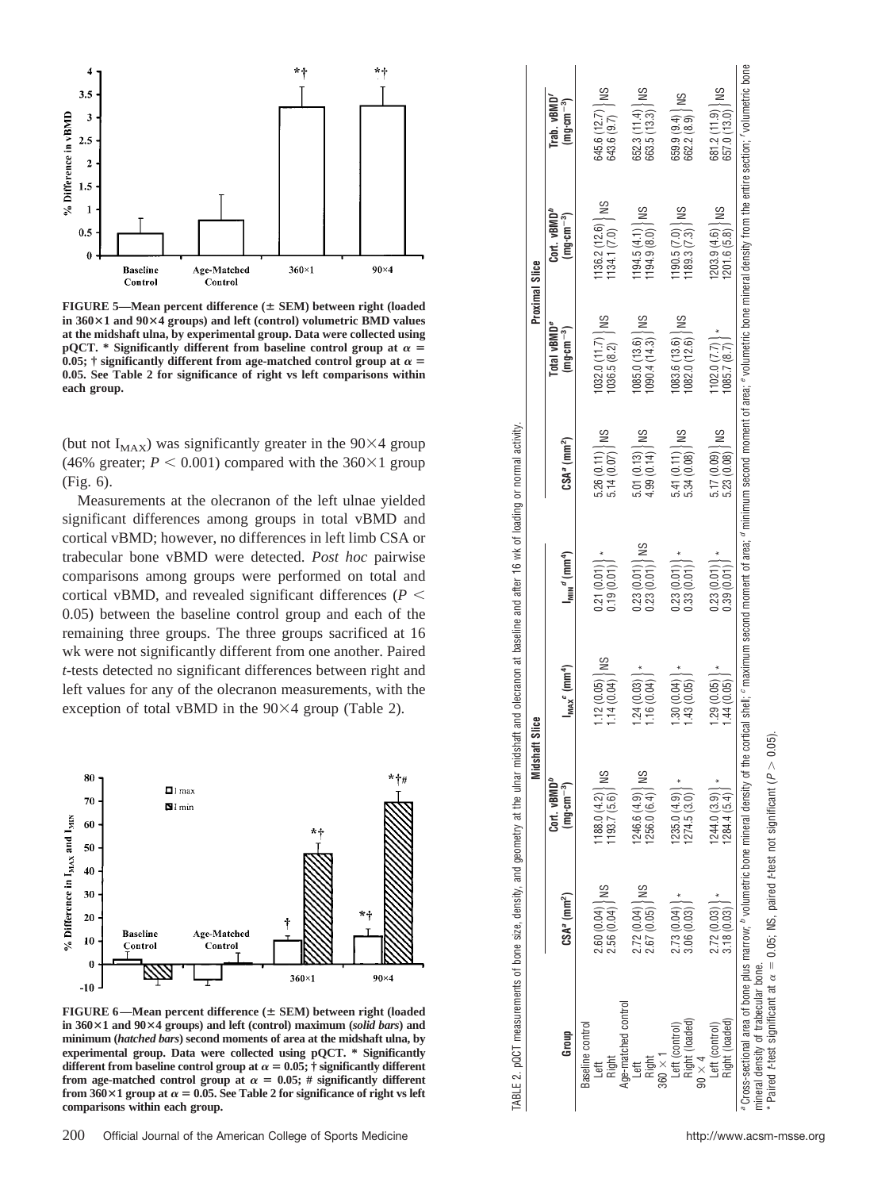FIGURE 5—Mean percent difference (± SEM) between right (loaded in 360×1 and 90×4 groups) and left (control) volumetric BMD values at the midshaft ulna, by experimental group. Data were collected using pQCT. * Significantly different from baseline control group at $\alpha = 0.05$; † significantly different from age-matched control group at $\alpha = 0.05$. See Table 2 for significance of right vs left comparisons within each group.

(but not $I_{MAX}$) was significantly greater in the 90×4 group (46% greater; $P < 0.001$) compared with the 360×1 group (Fig. 6).

Measurements at the olecranon of the left ulnae yielded significant differences among groups in total vBMD and cortical vBMD; however, no differences in left limb CSA or trabecular bone vBMD were detected. *Post hoc* pairwise comparisons among groups were performed on total and cortical vBMD, and revealed significant differences ($P < 0.05$) between the baseline control group and each of the remaining three groups. The three groups sacrificed at 16 wk were not significantly different from one another. Paired *t*-tests detected no significant differences between right and left values for any of the olecranon measurements, with the exception of total vBMD in the 90×4 group (Table 2).

FIGURE 6—Mean percent difference (± SEM) between right (loaded in 360×1 and 90×4 groups) and left (control) maximum (*solid bars*) and minimum (*hatched bars*) second moments of area at the midshaft ulna, by experimental group. Data were collected using pQCT. * Significantly different from baseline control group at $\alpha = 0.05$; † significantly different from age-matched control group at $\alpha = 0.05$; # significantly different from 360×1 group at $\alpha = 0.05$. See Table 2 for significance of right vs left comparisons within each group.

TABLE 2. pQCT measurements of bone size, density, and geometry at the ulnar midshaft and olecranon at baseline and after 16 wk of loading or normal activity.

| Group | Midshaft Slice | | | | Proximal Slice | | | |
|---|---|---|---|---|---|---|---|---|
| | CSA[a] ($mm^2$) | Cort. vBMD[b] ($mg \cdot cm^{-3}$) | $I_{MAX}$[c] ($mm^4$) | $I_{MIN}$[d] ($mm^4$) | CSA[a] ($mm^2$) | Total vBMD[e] ($mg \cdot cm^{-3}$) | Cort. vBMD[b] ($mg \cdot cm^{-3}$) | Trab. vBMD[f] ($mg \cdot cm^{-3}$) |
| Baseline control | | | | | | | | |
| Left | 2.60 (0.04) | 1188.0 (4.2) | 1.12 (0.05) | 0.21 (0.01) | 5.26 (0.11) | 1032.0 (11.7) | 1136.2 (12.6) | 645.6 (12.7) |
| Right | 2.56 (0.04) NS | 1193.7 (5.6) NS | 1.14 (0.04) NS | 0.19 (0.01) * | 5.14 (0.07) NS | 1036.5 (8.2) NS | 1134.1 (7.0) NS | 643.6 (9.7) NS |
| Age-matched control | | | | | | | | |
| Left | 2.72 (0.04) | 1246.6 (4.9) | 1.24 (0.03) | 0.23 (0.01) | 5.01 (0.13) | 1085.0 (13.6) | 1194.5 (4.1) | 652.3 (11.4) |
| Right | 2.67 (0.05) NS | 1256.0 (6.4) NS | 1.16 (0.04) * | 0.23 (0.01) NS | 4.99 (0.14) NS | 1090.4 (14.3) NS | 1194.9 (8.0) NS | 663.5 (13.3) NS |
| 360 × 1 | | | | | | | | |
| Left (control) | 2.73 (0.04) | 1235.0 (4.9) | 1.30 (0.04) | 0.23 (0.01) | 5.41 (0.11) | 1083.6 (13.6) | 1190.5 (7.0) | 659.9 (9.4) |
| Right (loaded) | 3.06 (0.03) * | 1274.5 (3.0) * | 1.43 (0.05) * | 0.33 (0.01) * | 5.34 (0.08) NS | 1082.0 (12.6) NS | 1189.3 (7.3) NS | 662.2 (8.9) NS |
| 90 × 4 | | | | | | | | |
| Left (control) | 2.72 (0.03) | 1244.0 (3.9) | 1.29 (0.05) | 0.23 (0.01) | 5.17 (0.09) | 1102.0 (7.7) | 1203.9 (4.6) | 681.2 (11.9) |
| Right (loaded) | 3.18 (0.03) * | 1284.4 (5.4) * | 1.44 (0.05) * | 0.39 (0.01) * | 5.23 (0.08) NS | 1085.7 (8.7) * | 1201.6 (5.8) NS | 657.0 (13.0) NS |

[a] Cross-sectional area of bone plus marrow; [b] volumetric bone mineral density of the cortical shell; [c] maximum second moment of area; [d] minimum second moment of area; [e] volumetric bone mineral density from the entire section; [f] volumetric bone mineral density of trabecular bone.

\* Paired *t*-test significant at $\alpha = 0.05$; NS, paired *t*-test not significant ($P > 0.05$).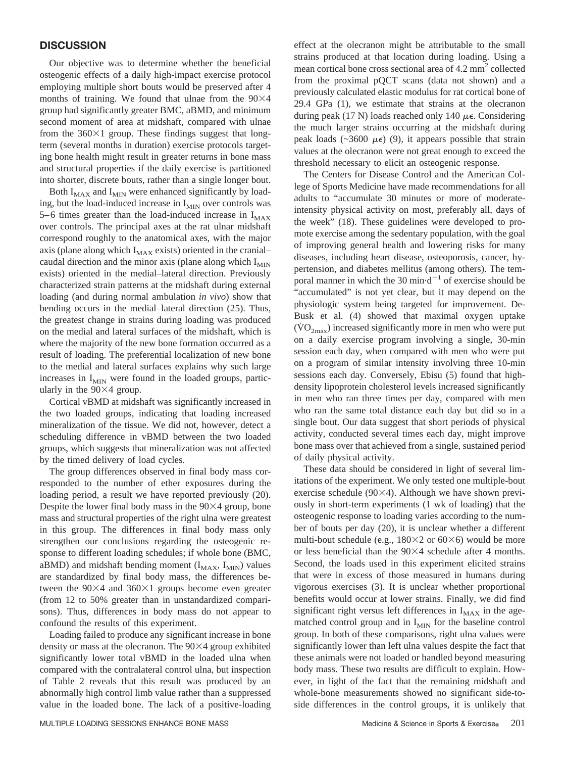## DISCUSSION

Our objective was to determine whether the beneficial osteogenic effects of a daily high-impact exercise protocol employing multiple short bouts would be preserved after 4 months of training. We found that ulnae from the 90×4 group had significantly greater BMC, aBMD, and minimum second moment of area at midshaft, compared with ulnae from the 360×1 group. These findings suggest that long-term (several months in duration) exercise protocols targeting bone health might result in greater returns in bone mass and structural properties if the daily exercise is partitioned into shorter, discrete bouts, rather than a single longer bout.

Both $I_{MAX}$ and $I_{MIN}$ were enhanced significantly by loading, but the load-induced increase in $I_{MIN}$ over controls was 5–6 times greater than the load-induced increase in $I_{MAX}$ over controls. The principal axes at the rat ulnar midshaft correspond roughly to the anatomical axes, with the major axis (plane along which $I_{MAX}$ exists) oriented in the cranial–caudal direction and the minor axis (plane along which $I_{MIN}$ exists) oriented in the medial–lateral direction. Previously characterized strain patterns at the midshaft during external loading (and during normal ambulation *in vivo*) show that bending occurs in the medial–lateral direction (25). Thus, the greatest change in strains during loading was produced on the medial and lateral surfaces of the midshaft, which is where the majority of the new bone formation occurred as a result of loading. The preferential localization of new bone to the medial and lateral surfaces explains why such large increases in $I_{MIN}$ were found in the loaded groups, particularly in the 90×4 group.

Cortical vBMD at midshaft was significantly increased in the two loaded groups, indicating that loading increased mineralization of the tissue. We did not, however, detect a scheduling difference in vBMD between the two loaded groups, which suggests that mineralization was not affected by the timed delivery of load cycles.

The group differences observed in final body mass corresponded to the number of ether exposures during the loading period, a result we have reported previously (20). Despite the lower final body mass in the 90×4 group, bone mass and structural properties of the right ulna were greatest in this group. The differences in final body mass only strengthen our conclusions regarding the osteogenic response to different loading schedules; if whole bone (BMC, aBMD) and midshaft bending moment ($I_{MAX}$, $I_{MIN}$) values are standardized by final body mass, the differences between the 90×4 and 360×1 groups become even greater (from 12 to 50% greater than in unstandardized comparisons). Thus, differences in body mass do not appear to confound the results of this experiment.

Loading failed to produce any significant increase in bone density or mass at the olecranon. The 90×4 group exhibited significantly lower total vBMD in the loaded ulna when compared with the contralateral control ulna, but inspection of Table 2 reveals that this result was produced by an abnormally high control limb value rather than a suppressed value in the loaded bone. The lack of a positive-loading effect at the olecranon might be attributable to the small strains produced at that location during loading. Using a mean cortical bone cross sectional area of 4.2 $mm^2$ collected from the proximal pQCT scans (data not shown) and a previously calculated elastic modulus for rat cortical bone of 29.4 GPa (1), we estimate that strains at the olecranon during peak (17 N) loads reached only 140 $\mu\epsilon$. Considering the much larger strains occurring at the midshaft during peak loads (~3600 $\mu\epsilon$) (9), it appears possible that strain values at the olecranon were not great enough to exceed the threshold necessary to elicit an osteogenic response.

The Centers for Disease Control and the American College of Sports Medicine have made recommendations for all adults to "accumulate 30 minutes or more of moderate-intensity physical activity on most, preferably all, days of the week" (18). These guidelines were developed to promote exercise among the sedentary population, with the goal of improving general health and lowering risks for many diseases, including heart disease, osteoporosis, cancer, hypertension, and diabetes mellitus (among others). The temporal manner in which the 30 $min \cdot d^{-1}$ of exercise should be "accumulated" is not yet clear, but it may depend on the physiologic system being targeted for improvement. DeBusk et al. (4) showed that maximal oxygen uptake ($\dot{V}O_{2max}$) increased significantly more in men who were put on a daily exercise program involving a single, 30-min session each day, when compared with men who were put on a program of similar intensity involving three 10-min sessions each day. Conversely, Ebisu (5) found that high-density lipoprotein cholesterol levels increased significantly in men who ran three times per day, compared with men who ran the same total distance each day but did so in a single bout. Our data suggest that short periods of physical activity, conducted several times each day, might improve bone mass over that achieved from a single, sustained period of daily physical activity.

These data should be considered in light of several limitations of the experiment. We only tested one multiple-bout exercise schedule (90×4). Although we have shown previously in short-term experiments (1 wk of loading) that the osteogenic response to loading varies according to the number of bouts per day (20), it is unclear whether a different multi-bout schedule (e.g., 180×2 or 60×6) would be more or less beneficial than the 90×4 schedule after 4 months. Second, the loads used in this experiment elicited strains that were in excess of those measured in humans during vigorous exercises (3). It is unclear whether proportional benefits would occur at lower strains. Finally, we did find significant right versus left differences in $I_{MAX}$ in the age-matched control group and in $I_{MIN}$ for the baseline control group. In both of these comparisons, right ulna values were significantly lower than left ulna values despite the fact that these animals were not loaded or handled beyond measuring body mass. These two results are difficult to explain. However, in light of the fact that the remaining midshaft and whole-bone measurements showed no significant side-to-side differences in the control groups, it is unlikely that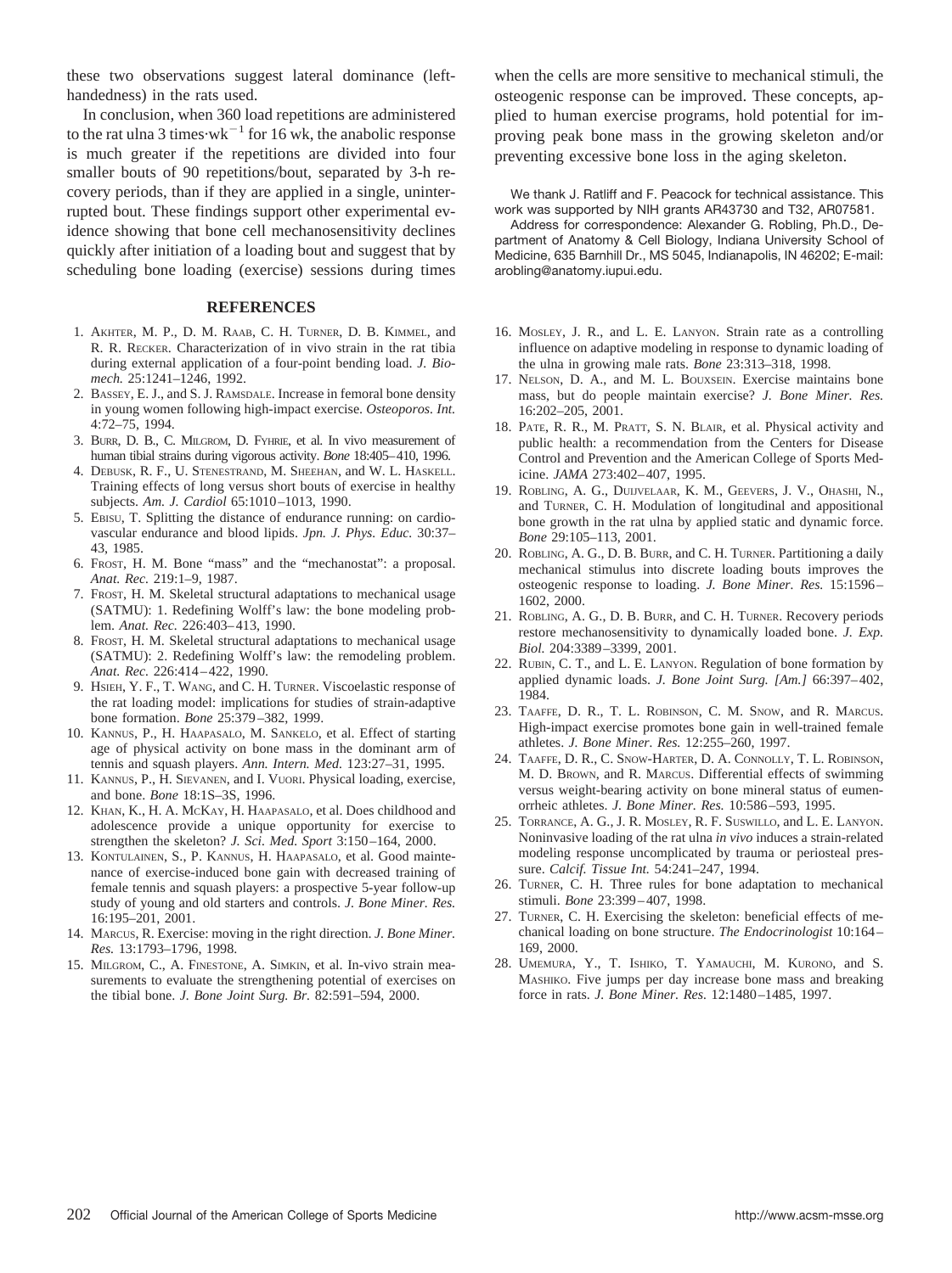these two observations suggest lateral dominance (left-handedness) in the rats used.

In conclusion, when 360 load repetitions are administered to the rat ulna 3 times$\cdot$wk$^{-1}$ for 16 wk, the anabolic response is much greater if the repetitions are divided into four smaller bouts of 90 repetitions/bout, separated by 3-h recovery periods, than if they are applied in a single, uninterrupted bout. These findings support other experimental evidence showing that bone cell mechanosensitivity declines quickly after initiation of a loading bout and suggest that by scheduling bone loading (exercise) sessions during times when the cells are more sensitive to mechanical stimuli, the osteogenic response can be improved. These concepts, applied to human exercise programs, hold potential for improving peak bone mass in the growing skeleton and/or preventing excessive bone loss in the aging skeleton.

We thank J. Ratliff and F. Peacock for technical assistance. This work was supported by NIH grants AR43730 and T32, AR07581.

Address for correspondence: Alexander G. Robling, Ph.D., Department of Anatomy & Cell Biology, Indiana University School of Medicine, 635 Barnhill Dr., MS 5045, Indianapolis, IN 46202; E-mail: arobling@anatomy.iupui.edu.

## REFERENCES

1. Akhter, M. P., D. M. Raab, C. H. Turner, D. B. Kimmel, and R. R. Recker. Characterization of in vivo strain in the rat tibia during external application of a four-point bending load. *J. Biomech.* 25:1241–1246, 1992.
2. Bassey, E. J., and S. J. Ramsdale. Increase in femoral bone density in young women following high-impact exercise. *Osteoporos. Int.* 4:72–75, 1994.
3. Burr, D. B., C. Milgrom, D. Fyhrie, et al. In vivo measurement of human tibial strains during vigorous activity. *Bone* 18:405–410, 1996.
4. Debusk, R. F., U. Stenestrand, M. Sheehan, and W. L. Haskell. Training effects of long versus short bouts of exercise in healthy subjects. *Am. J. Cardiol* 65:1010–1013, 1990.
5. Ebisu, T. Splitting the distance of endurance running: on cardiovascular endurance and blood lipids. *Jpn. J. Phys. Educ.* 30:37–43, 1985.
6. Frost, H. M. Bone "mass" and the "mechanostat": a proposal. *Anat. Rec.* 219:1–9, 1987.
7. Frost, H. M. Skeletal structural adaptations to mechanical usage (SATMU): 1. Redefining Wolff's law: the bone modeling problem. *Anat. Rec.* 226:403–413, 1990.
8. Frost, H. M. Skeletal structural adaptations to mechanical usage (SATMU): 2. Redefining Wolff's law: the remodeling problem. *Anat. Rec.* 226:414–422, 1990.
9. Hsieh, Y. F., T. Wang, and C. H. Turner. Viscoelastic response of the rat loading model: implications for studies of strain-adaptive bone formation. *Bone* 25:379–382, 1999.
10. Kannus, P., H. Haapasalo, M. Sankelo, et al. Effect of starting age of physical activity on bone mass in the dominant arm of tennis and squash players. *Ann. Intern. Med.* 123:27–31, 1995.
11. Kannus, P., H. Sievanen, and I. Vuori. Physical loading, exercise, and bone. *Bone* 18:1S–3S, 1996.
12. Khan, K., H. A. McKay, H. Haapasalo, et al. Does childhood and adolescence provide a unique opportunity for exercise to strengthen the skeleton? *J. Sci. Med. Sport* 3:150–164, 2000.
13. Kontulainen, S., P. Kannus, H. Haapasalo, et al. Good maintenance of exercise-induced bone gain with decreased training of female tennis and squash players: a prospective 5-year follow-up study of young and old starters and controls. *J. Bone Miner. Res.* 16:195–201, 2001.
14. Marcus, R. Exercise: moving in the right direction. *J. Bone Miner. Res.* 13:1793–1796, 1998.
15. Milgrom, C., A. Finestone, A. Simkin, et al. In-vivo strain measurements to evaluate the strengthening potential of exercises on the tibial bone. *J. Bone Joint Surg. Br.* 82:591–594, 2000.
16. Mosley, J. R., and L. E. Lanyon. Strain rate as a controlling influence on adaptive modeling in response to dynamic loading of the ulna in growing male rats. *Bone* 23:313–318, 1998.
17. Nelson, D. A., and M. L. Bouxsein. Exercise maintains bone mass, but do people maintain exercise? *J. Bone Miner. Res.* 16:202–205, 2001.
18. Pate, R. R., M. Pratt, S. N. Blair, et al. Physical activity and public health: a recommendation from the Centers for Disease Control and Prevention and the American College of Sports Medicine. *JAMA* 273:402–407, 1995.
19. Robling, A. G., Duijvelaar, K. M., Geevers, J. V., Ohashi, N., and Turner, C. H. Modulation of longitudinal and appositional bone growth in the rat ulna by applied static and dynamic force. *Bone* 29:105–113, 2001.
20. Robling, A. G., D. B. Burr, and C. H. Turner. Partitioning a daily mechanical stimulus into discrete loading bouts improves the osteogenic response to loading. *J. Bone Miner. Res.* 15:1596–1602, 2000.
21. Robling, A. G., D. B. Burr, and C. H. Turner. Recovery periods restore mechanosensitivity to dynamically loaded bone. *J. Exp. Biol.* 204:3389–3399, 2001.
22. Rubin, C. T., and L. E. Lanyon. Regulation of bone formation by applied dynamic loads. *J. Bone Joint Surg. [Am.]* 66:397–402, 1984.
23. Taaffe, D. R., T. L. Robinson, C. M. Snow, and R. Marcus. High-impact exercise promotes bone gain in well-trained female athletes. *J. Bone Miner. Res.* 12:255–260, 1997.
24. Taaffe, D. R., C. Snow-Harter, D. A. Connolly, T. L. Robinson, M. D. Brown, and R. Marcus. Differential effects of swimming versus weight-bearing activity on bone mineral status of eumenorrheic athletes. *J. Bone Miner. Res.* 10:586–593, 1995.
25. Torrance, A. G., J. R. Mosley, R. F. Suswillo, and L. E. Lanyon. Noninvasive loading of the rat ulna *in vivo* induces a strain-related modeling response uncomplicated by trauma or periosteal pressure. *Calcif. Tissue Int.* 54:241–247, 1994.
26. Turner, C. H. Three rules for bone adaptation to mechanical stimuli. *Bone* 23:399–407, 1998.
27. Turner, C. H. Exercising the skeleton: beneficial effects of mechanical loading on bone structure. *The Endocrinologist* 10:164–169, 2000.
28. Umemura, Y., T. Ishiko, T. Yamauchi, M. Kurono, and S. Mashiko. Five jumps per day increase bone mass and breaking force in rats. *J. Bone Miner. Res.* 12:1480–1485, 1997.